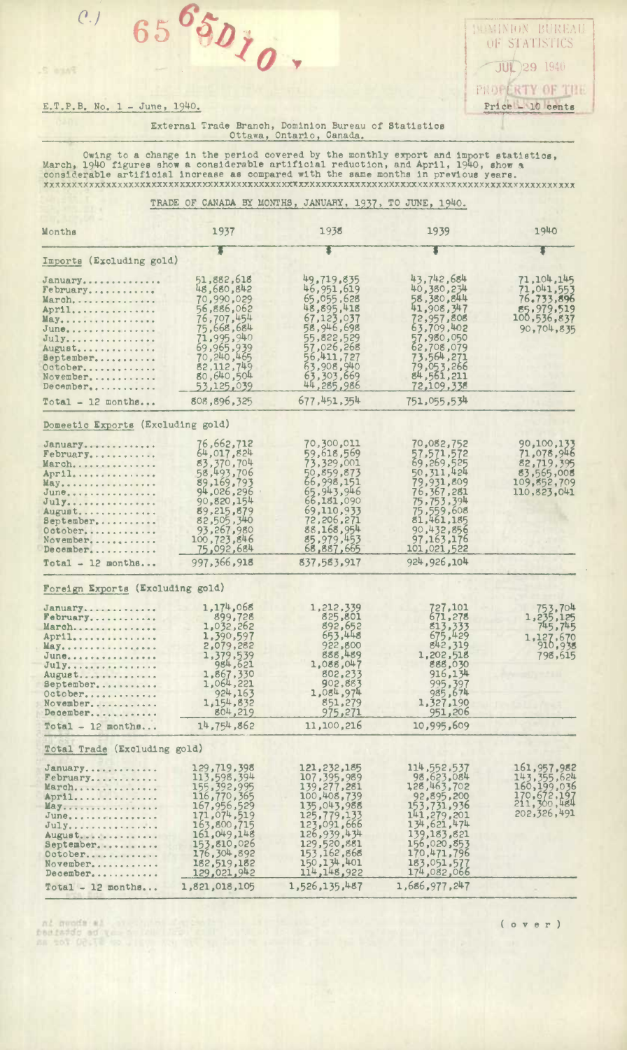E.T.P.B. No. 1 - June, 1940.

Price - 10 cents

External Trade Branch, Dominion Bureau of Statistics
Ottawa, Ontario, Canada.

Owing to a change in the period covered by the monthly export and import statistics, March, 1940 figures show a considerable artificial reduction, and April, 1940, show a considerable artificial increase as compared with the same months in previous years.

## TRADE OF CANADA BY MONTHS, JANUARY, 1937, TO JUNE, 1940.

| Months | 1937 | 1938 | 1939 | 1940 |
|---|---|---|---|---|
| | $ | $ | $ | $ |
| **Imports (Excluding gold)** | | | | |
| January | 51,882,618 | 49,719,835 | 43,742,684 | 71,104,145 |
| February | 48,680,842 | 46,951,619 | 40,380,234 | 71,041,553 |
| March | 70,990,029 | 65,055,628 | 58,380,844 | 76,733,896 |
| April | 56,886,062 | 48,895,418 | 41,908,347 | 85,979,519 |
| May | 76,707,454 | 67,123,037 | 72,957,808 | 100,536,837 |
| June | 75,668,684 | 58,946,698 | 63,709,402 | 90,704,835 |
| July | 71,995,940 | 55,822,529 | 57,980,050 | |
| August | 69,965,939 | 57,026,268 | 62,708,079 | |
| September | 70,240,465 | 56,411,727 | 73,564,271 | |
| October | 82,112,749 | 63,908,940 | 79,053,266 | |
| November | 80,640,504 | 63,303,669 | 84,561,211 | |
| December | 53,125,039 | 44,285,986 | 72,109,338 | |
| Total - 12 months | 808,896,325 | 677,451,354 | 751,055,534 | |
| **Domestic Exports (Excluding gold)** | | | | |
| January | 76,662,712 | 70,300,011 | 70,082,752 | 90,100,133 |
| February | 64,017,824 | 59,618,569 | 57,571,572 | 71,078,946 |
| March | 83,370,704 | 73,329,001 | 69,269,525 | 82,719,395 |
| April | 58,493,706 | 50,859,873 | 50,311,424 | 83,565,008 |
| May | 89,169,793 | 66,998,151 | 79,931,809 | 109,852,709 |
| June | 94,026,296 | 65,943,946 | 76,367,281 | 110,823,041 |
| July | 90,820,154 | 66,181,090 | 75,753,394 | |
| August | 89,215,879 | 69,110,933 | 75,559,608 | |
| September | 82,505,340 | 72,206,271 | 81,461,185 | |
| October | 93,267,980 | 88,168,954 | 90,432,856 | |
| November | 100,723,846 | 85,979,453 | 97,163,176 | |
| December | 75,092,684 | 68,887,665 | 101,021,522 | |
| Total - 12 months | 997,366,918 | 837,583,917 | 924,926,104 | |
| **Foreign Exports (Excluding gold)** | | | | |
| January | 1,174,068 | 1,212,339 | 727,101 | 753,704 |
| February | 899,728 | 825,801 | 671,278 | 1,235,125 |
| March | 1,032,262 | 892,652 | 813,333 | 745,745 |
| April | 1,390,597 | 653,448 | 675,429 | 1,127,670 |
| May | 2,079,282 | 922,800 | 842,319 | 910,938 |
| June | 1,379,539 | 888,489 | 1,202,518 | 798,615 |
| July | 984,621 | 1,088,047 | 888,030 | |
| August | 1,867,330 | 802,233 | 916,134 | |
| September | 1,064,221 | 902,883 | 995,397 | |
| October | 924,163 | 1,084,974 | 985,674 | |
| November | 1,154,832 | 851,279 | 1,327,190 | |
| December | 804,219 | 975,271 | 951,206 | |
| Total - 12 months | 14,754,862 | 11,100,216 | 10,995,609 | |
| **Total Trade (Excluding gold)** | | | | |
| January | 129,719,398 | 121,232,185 | 114,552,537 | 161,957,982 |
| February | 113,598,394 | 107,395,989 | 98,623,084 | 143,355,624 |
| March | 155,392,995 | 139,277,281 | 128,463,702 | 160,199,036 |
| April | 116,770,365 | 100,408,739 | 92,895,200 | 170,672,197 |
| May | 167,956,529 | 135,043,988 | 153,731,936 | 211,300,484 |
| June | 171,074,519 | 125,779,133 | 141,279,201 | 202,326,491 |
| July | 163,800,715 | 123,091,666 | 134,621,474 | |
| August | 161,049,148 | 126,939,434 | 139,183,821 | |
| September | 153,810,026 | 129,520,881 | 156,020,853 | |
| October | 176,304,892 | 153,162,868 | 170,471,796 | |
| November | 182,519,182 | 150,134,401 | 183,051,577 | |
| December | 129,021,942 | 114,148,922 | 174,082,066 | |
| Total - 12 months | 1,821,018,105 | 1,526,135,487 | 1,686,977,247 | |

(over)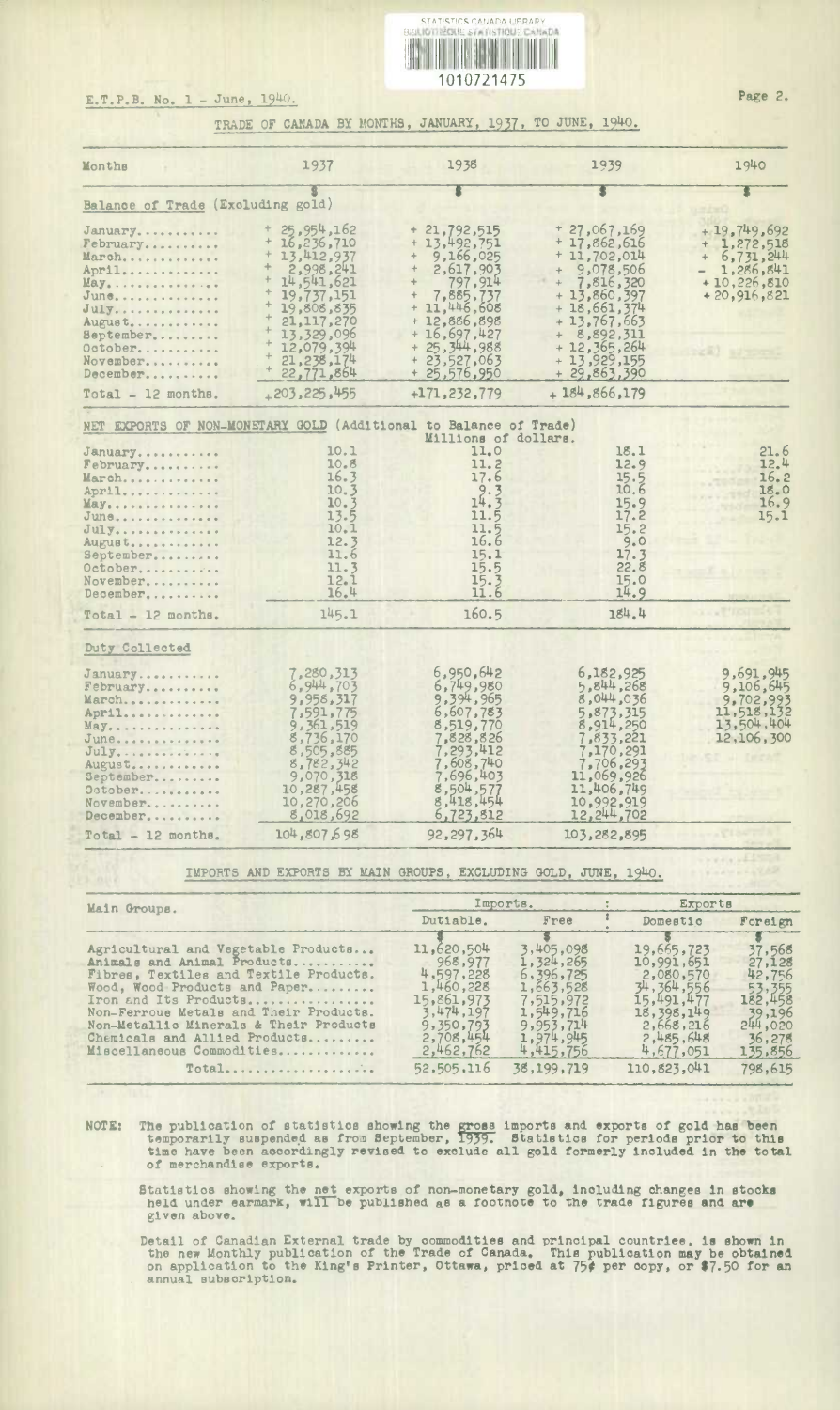E.T.P.B. No. 1 - June, 1940.

## TRADE OF CANADA BY MONTHS, JANUARY, 1937, TO JUNE, 1940.

| Months | 1937 | 1938 | 1939 | 1940 |
|---|---|---|---|---|
| | $ | $ | $ | $ |
| **Balance of Trade (Excluding gold)** | | | | |
| January | + 25,954,162 | + 21,792,515 | + 27,067,169 | + 19,749,692 |
| February | + 16,236,710 | + 13,492,751 | + 17,862,616 | + 1,272,518 |
| March | + 13,412,937 | + 9,166,025 | + 11,702,014 | + 6,731,244 |
| April | + 2,998,241 | + 2,617,903 | + 9,078,506 | - 1,286,841 |
| May | + 14,541,621 | + 797,914 | + 7,816,320 | + 10,226,810 |
| June | + 19,737,151 | + 7,885,737 | + 13,860,397 | + 20,916,821 |
| July | + 19,808,835 | + 11,446,608 | + 18,661,374 | |
| August | + 21,117,270 | + 12,886,898 | + 13,767,663 | |
| September | + 13,329,096 | + 16,697,427 | + 8,892,311 | |
| October | + 12,079,394 | + 25,344,988 | + 12,365,264 | |
| November | + 21,238,174 | + 23,527,063 | + 13,929,155 | |
| December | + 22,771,864 | + 25,576,950 | + 29,863,390 | |
| Total - 12 months. | + 203,225,455 | + 171,232,779 | + 184,866,179 | |
| **NET EXPORTS OF NON-MONETARY GOLD (Additional to Balance of Trade)** | | Millions of dollars. | | |
| January | 10.1 | 11.0 | 18.1 | 21.6 |
| February | 10.8 | 11.2 | 12.9 | 12.4 |
| March | 16.3 | 17.6 | 15.5 | 16.2 |
| April | 10.3 | 9.3 | 10.6 | 18.0 |
| May | 10.3 | 14.3 | 15.9 | 16.9 |
| June | 13.5 | 11.5 | 17.2 | 15.1 |
| July | 10.1 | 11.5 | 15.2 | |
| August | 12.3 | 16.6 | 9.0 | |
| September | 11.6 | 15.1 | 17.3 | |
| October | 11.3 | 15.5 | 22.8 | |
| November | 12.1 | 15.3 | 15.0 | |
| December | 16.4 | 11.6 | 14.9 | |
| Total - 12 months. | 145.1 | 160.5 | 184.4 | |
| **Duty Collected** | | | | |
| January | 7,280,313 | 6,950,642 | 6,182,925 | 9,691,945 |
| February | 6,944,703 | 6,749,980 | 5,844,268 | 9,106,645 |
| March | 9,958,317 | 9,394,965 | 8,044,036 | 9,702,993 |
| April | 7,591,775 | 6,607,783 | 5,873,315 | 11,518,132 |
| May | 9,361,519 | 8,519,770 | 8,914,250 | 13,504,404 |
| June | 8,736,170 | 7,828,826 | 7,833,221 | 12,106,300 |
| July | 8,505,885 | 7,293,412 | 7,170,291 | |
| August | 8,782,342 | 7,608,740 | 7,706,293 | |
| September | 9,070,318 | 7,696,403 | 11,069,926 | |
| October | 10,287,458 | 8,504,577 | 11,406,749 | |
| November | 10,270,206 | 8,418,454 | 10,992,919 | |
| December | 8,018,692 | 6,723,812 | 12,244,702 | |
| Total - 12 months. | 104,807,698 | 92,297,364 | 103,282,895 | |

## IMPORTS AND EXPORTS BY MAIN GROUPS, EXCLUDING GOLD, JUNE, 1940.

| Main Groups. | Imports. | | Exports | |
|---|---|---|---|---|
| | Dutiable. | Free | Domestic | Foreign |
| | $ | $ | $ | $ |
| Agricultural and Vegetable Products | 11,620,504 | 3,405,098 | 19,665,723 | 37,568 |
| Animals and Animal Products | 968,977 | 1,324,265 | 10,991,651 | 27,128 |
| Fibres, Textiles and Textile Products. | 4,597,228 | 6,396,725 | 2,080,570 | 42,756 |
| Wood, Wood Products and Paper | 1,460,228 | 1,663,528 | 34,364,556 | 53,355 |
| Iron and Its Products | 15,861,973 | 7,515,972 | 15,491,477 | 182,458 |
| Non-Ferrous Metals and Their Products. | 3,474,197 | 1,549,716 | 18,398,149 | 39,196 |
| Non-Metallic Minerals & Their Products | 9,350,753 | 9,953,714 | 2,668,216 | 244,020 |
| Chemicals and Allied Products | 2,708,454 | 1,974,945 | 2,485,648 | 36,278 |
| Miscellaneous Commodities | 2,462,762 | 4,415,756 | 4,677,051 | 135,856 |
| Total | 52,505,116 | 38,199,719 | 110,823,041 | 798,615 |

NOTE: The publication of statistics showing the gross imports and exports of gold has been temporarily suspended as from September, 1939. Statistics for periods prior to this time have been accordingly revised to exclude all gold formerly included in the total of merchandise exports.

Statistics showing the net exports of non-monetary gold, including changes in stocks held under earmark, will be published as a footnote to the trade figures and are given above.

Detail of Canadian External trade by commodities and principal countries, is shown in the new Monthly publication of the Trade of Canada. This publication may be obtained on application to the King's Printer, Ottawa, priced at 75¢ per copy, or $7.50 for an annual subscription.